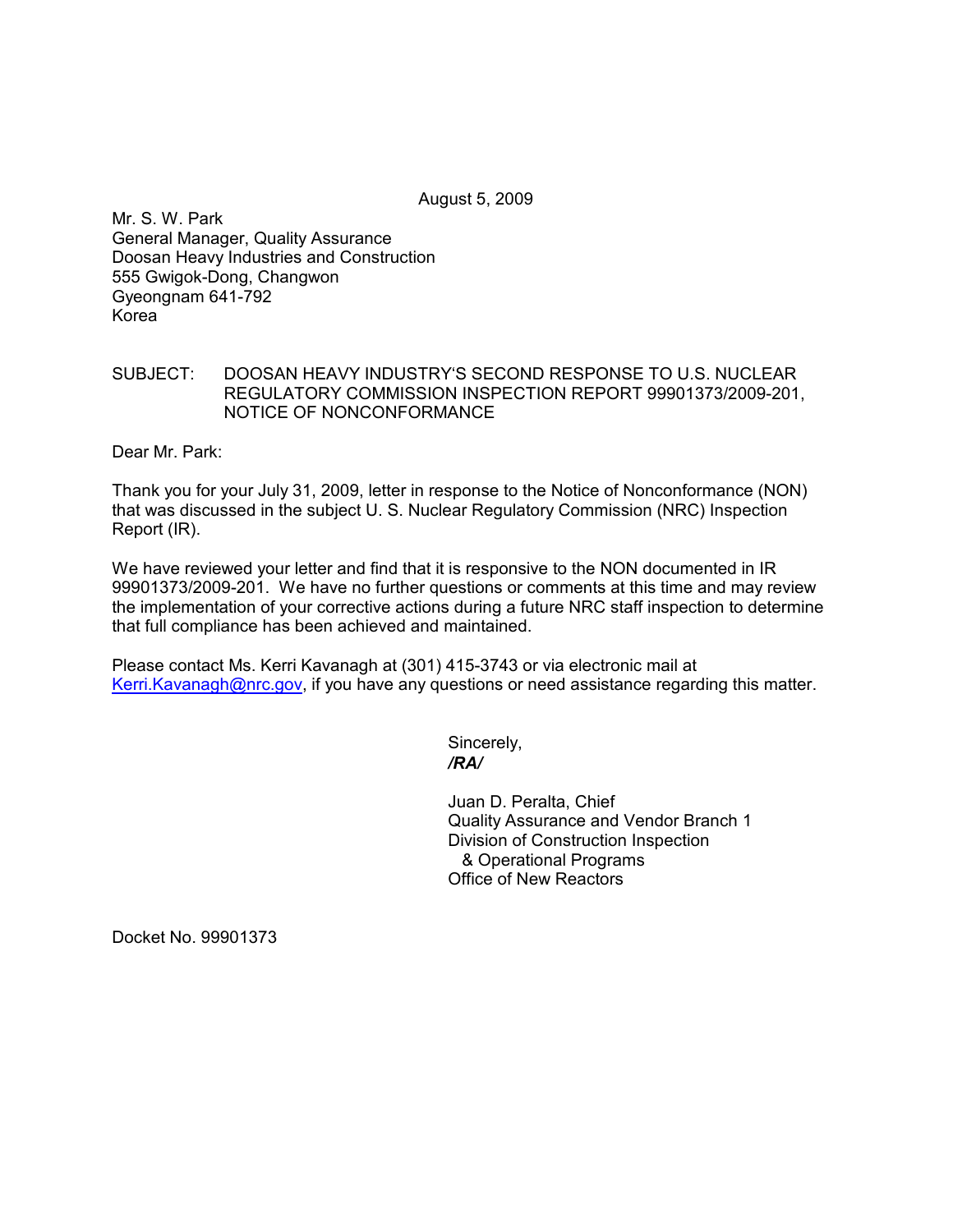August 5, 2009

Mr. S. W. Park
General Manager, Quality Assurance
Doosan Heavy Industries and Construction
555 Gwigok-Dong, Changwon
Gyeongnam 641-792
Korea

SUBJECT: DOOSAN HEAVY INDUSTRY'S SECOND RESPONSE TO U.S. NUCLEAR REGULATORY COMMISSION INSPECTION REPORT 99901373/2009-201, NOTICE OF NONCONFORMANCE

Dear Mr. Park:

Thank you for your July 31, 2009, letter in response to the Notice of Nonconformance (NON) that was discussed in the subject U. S. Nuclear Regulatory Commission (NRC) Inspection Report (IR).

We have reviewed your letter and find that it is responsive to the NON documented in IR 99901373/2009-201. We have no further questions or comments at this time and may review the implementation of your corrective actions during a future NRC staff inspection to determine that full compliance has been achieved and maintained.

Please contact Ms. Kerri Kavanagh at (301) 415-3743 or via electronic mail at Kerri.Kavanagh@nrc.gov, if you have any questions or need assistance regarding this matter.

Sincerely,
*/RA/*

Juan D. Peralta, Chief
Quality Assurance and Vendor Branch 1
Division of Construction Inspection
& Operational Programs
Office of New Reactors

Docket No. 99901373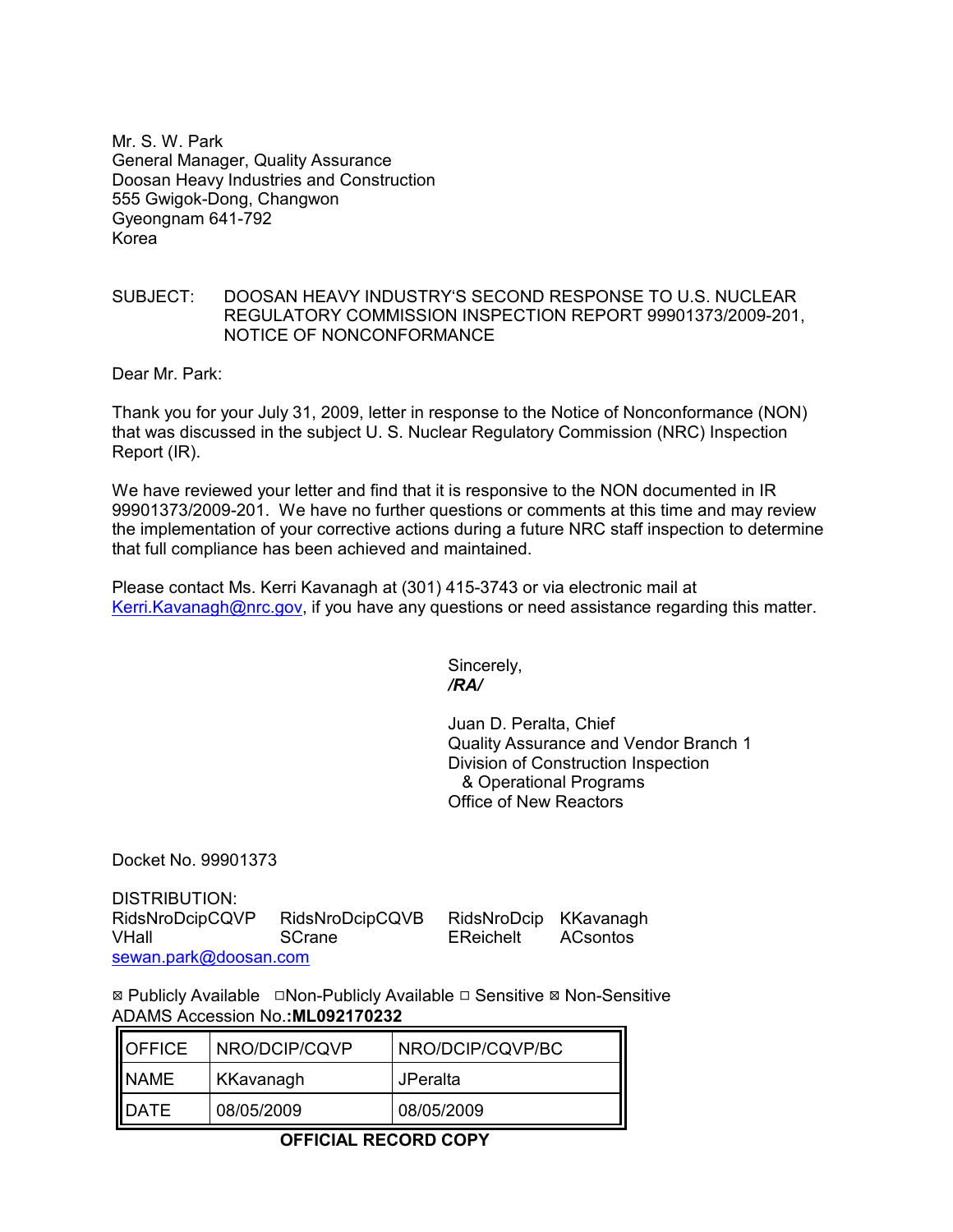Mr. S. W. Park
General Manager, Quality Assurance
Doosan Heavy Industries and Construction
555 Gwigok-Dong, Changwon
Gyeongnam 641-792
Korea

SUBJECT: DOOSAN HEAVY INDUSTRY'S SECOND RESPONSE TO U.S. NUCLEAR REGULATORY COMMISSION INSPECTION REPORT 99901373/2009-201, NOTICE OF NONCONFORMANCE

Dear Mr. Park:

Thank you for your July 31, 2009, letter in response to the Notice of Nonconformance (NON) that was discussed in the subject U. S. Nuclear Regulatory Commission (NRC) Inspection Report (IR).

We have reviewed your letter and find that it is responsive to the NON documented in IR 99901373/2009-201. We have no further questions or comments at this time and may review the implementation of your corrective actions during a future NRC staff inspection to determine that full compliance has been achieved and maintained.

Please contact Ms. Kerri Kavanagh at (301) 415-3743 or via electronic mail at Kerri.Kavanagh@nrc.gov, if you have any questions or need assistance regarding this matter.

Sincerely,
*/RA/*

Juan D. Peralta, Chief
Quality Assurance and Vendor Branch 1
Division of Construction Inspection
& Operational Programs
Office of New Reactors

Docket No. 99901373

DISTRIBUTION:

| | | | |
|---|---|---|---|
| RidsNroDcipCQVP | RidsNroDcipCQVB | RidsNroDcip | KKavanagh |
| VHall | SCrane | EReichelt | ACsontos |

sewan.park@doosan.com

☒ Publicly Available ☐Non-Publicly Available ☐ Sensitive ☒ Non-Sensitive
ADAMS Accession No.:**ML092170232**

| OFFICE | NRO/DCIP/CQVP | NRO/DCIP/CQVP/BC |
|---|---|---|
| NAME | KKavanagh | JPeralta |
| DATE | 08/05/2009 | 08/05/2009 |

**OFFICIAL RECORD COPY**